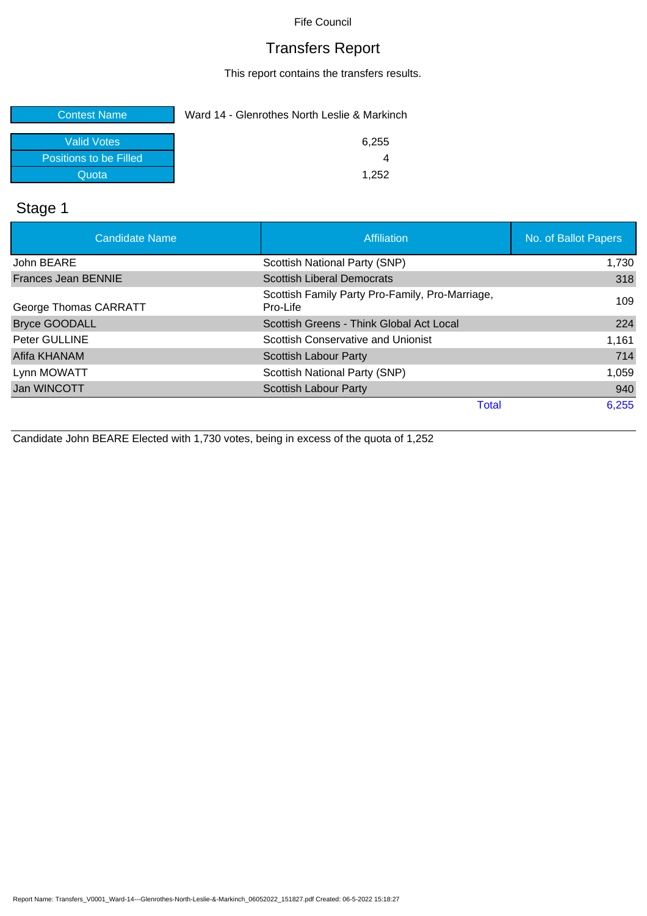Fife Council

# Transfers Report

This report contains the transfers results.

| | |
|---|---|
| Contest Name | Ward 14 - Glenrothes North Leslie & Markinch |
| Valid Votes | 6,255 |
| Positions to be Filled | 4 |
| Quota | 1,252 |

## Stage 1

| Candidate Name | Affiliation | No. of Ballot Papers |
|---|---|---|
| John BEARE | Scottish National Party (SNP) | 1,730 |
| Frances Jean BENNIE | Scottish Liberal Democrats | 318 |
| George Thomas CARRATT | Scottish Family Party Pro-Family, Pro-Marriage, Pro-Life | 109 |
| Bryce GOODALL | Scottish Greens - Think Global Act Local | 224 |
| Peter GULLINE | Scottish Conservative and Unionist | 1,161 |
| Afifa KHANAM | Scottish Labour Party | 714 |
| Lynn MOWATT | Scottish National Party (SNP) | 1,059 |
| Jan WINCOTT | Scottish Labour Party | 940 |
| | Total | 6,255 |

Candidate John BEARE Elected with 1,730 votes, being in excess of the quota of 1,252

Report Name: Transfers_V0001_Ward-14---Glenrothes-North-Leslie-&-Markinch_06052022_151827.pdf Created: 06-5-2022 15:18:27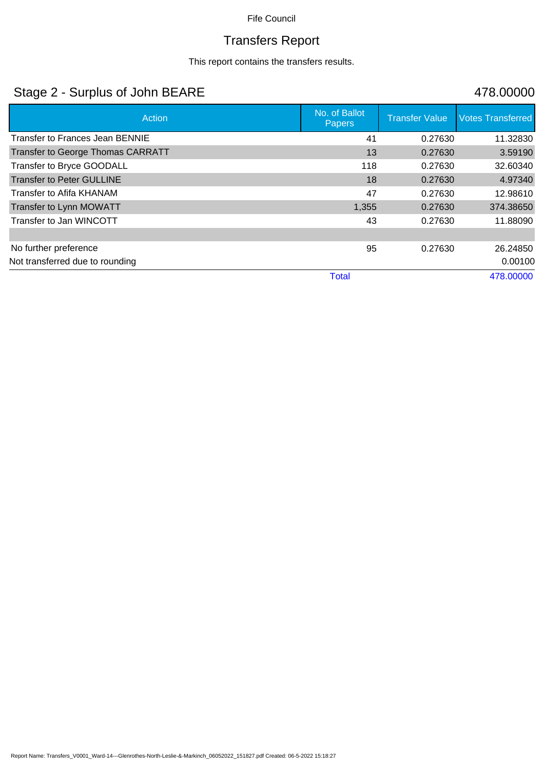Fife Council

# Transfers Report

This report contains the transfers results.

## Stage 2 - Surplus of John BEARE

478.00000

| Action | No. of Ballot Papers | Transfer Value | Votes Transferred |
|---|---|---|---|
| Transfer to Frances Jean BENNIE | 41 | 0.27630 | 11.32830 |
| Transfer to George Thomas CARRATT | 13 | 0.27630 | 3.59190 |
| Transfer to Bryce GOODALL | 118 | 0.27630 | 32.60340 |
| Transfer to Peter GULLINE | 18 | 0.27630 | 4.97340 |
| Transfer to Afifa KHANAM | 47 | 0.27630 | 12.98610 |
| Transfer to Lynn MOWATT | 1,355 | 0.27630 | 374.38650 |
| Transfer to Jan WINCOTT | 43 | 0.27630 | 11.88090 |
| | | | |
| No further preference | 95 | 0.27630 | 26.24850 |
| Not transferred due to rounding | | | 0.00100 |
| | Total | | 478.00000 |

Report Name: Transfers_V0001_Ward-14---Glenrothes-North-Leslie-&-Markinch_06052022_151827.pdf Created: 06-5-2022 15:18:27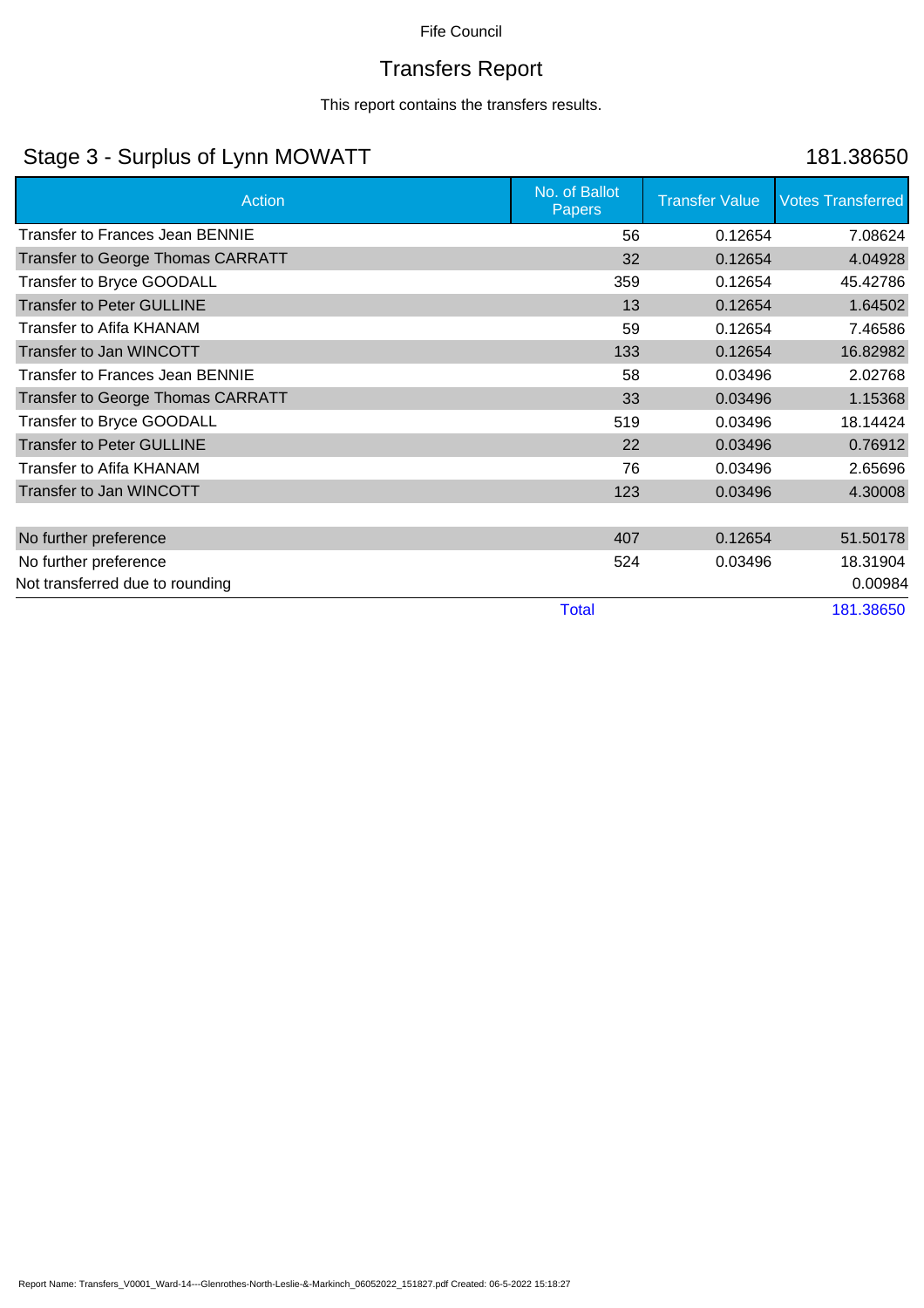Fife Council

# Transfers Report

This report contains the transfers results.

## Stage 3 - Surplus of Lynn MOWATT 181.38650

| Action | No. of Ballot Papers | Transfer Value | Votes Transferred |
|---|---|---|---|
| Transfer to Frances Jean BENNIE | 56 | 0.12654 | 7.08624 |
| Transfer to George Thomas CARRATT | 32 | 0.12654 | 4.04928 |
| Transfer to Bryce GOODALL | 359 | 0.12654 | 45.42786 |
| Transfer to Peter GULLINE | 13 | 0.12654 | 1.64502 |
| Transfer to Afifa KHANAM | 59 | 0.12654 | 7.46586 |
| Transfer to Jan WINCOTT | 133 | 0.12654 | 16.82982 |
| Transfer to Frances Jean BENNIE | 58 | 0.03496 | 2.02768 |
| Transfer to George Thomas CARRATT | 33 | 0.03496 | 1.15368 |
| Transfer to Bryce GOODALL | 519 | 0.03496 | 18.14424 |
| Transfer to Peter GULLINE | 22 | 0.03496 | 0.76912 |
| Transfer to Afifa KHANAM | 76 | 0.03496 | 2.65696 |
| Transfer to Jan WINCOTT | 123 | 0.03496 | 4.30008 |
| | | | |
| No further preference | 407 | 0.12654 | 51.50178 |
| No further preference | 524 | 0.03496 | 18.31904 |
| Not transferred due to rounding | | | 0.00984 |
| | Total | | 181.38650 |

Report Name: Transfers_V0001_Ward-14---Glenrothes-North-Leslie-&-Markinch_06052022_151827.pdf Created: 06-5-2022 15:18:27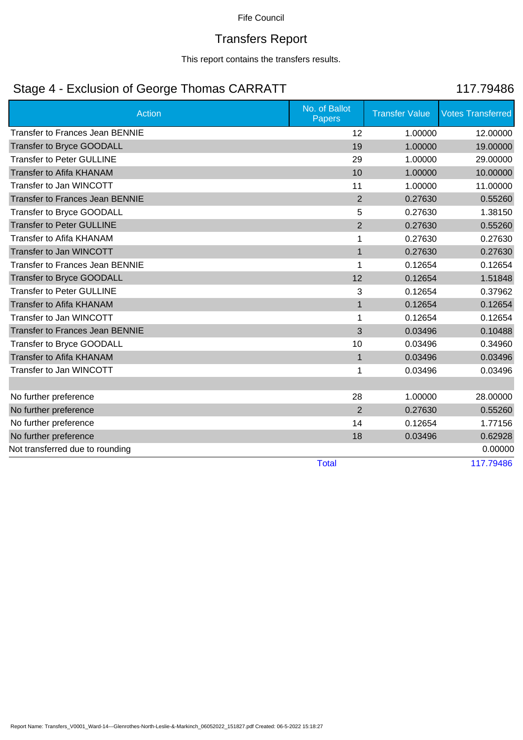Fife Council

# Transfers Report

This report contains the transfers results.

## Stage 4 - Exclusion of George Thomas CARRATT — 117.79486

| Action | No. of Ballot Papers | Transfer Value | Votes Transferred |
|---|---|---|---|
| Transfer to Frances Jean BENNIE | 12 | 1.00000 | 12.00000 |
| Transfer to Bryce GOODALL | 19 | 1.00000 | 19.00000 |
| Transfer to Peter GULLINE | 29 | 1.00000 | 29.00000 |
| Transfer to Afifa KHANAM | 10 | 1.00000 | 10.00000 |
| Transfer to Jan WINCOTT | 11 | 1.00000 | 11.00000 |
| Transfer to Frances Jean BENNIE | 2 | 0.27630 | 0.55260 |
| Transfer to Bryce GOODALL | 5 | 0.27630 | 1.38150 |
| Transfer to Peter GULLINE | 2 | 0.27630 | 0.55260 |
| Transfer to Afifa KHANAM | 1 | 0.27630 | 0.27630 |
| Transfer to Jan WINCOTT | 1 | 0.27630 | 0.27630 |
| Transfer to Frances Jean BENNIE | 1 | 0.12654 | 0.12654 |
| Transfer to Bryce GOODALL | 12 | 0.12654 | 1.51848 |
| Transfer to Peter GULLINE | 3 | 0.12654 | 0.37962 |
| Transfer to Afifa KHANAM | 1 | 0.12654 | 0.12654 |
| Transfer to Jan WINCOTT | 1 | 0.12654 | 0.12654 |
| Transfer to Frances Jean BENNIE | 3 | 0.03496 | 0.10488 |
| Transfer to Bryce GOODALL | 10 | 0.03496 | 0.34960 |
| Transfer to Afifa KHANAM | 1 | 0.03496 | 0.03496 |
| Transfer to Jan WINCOTT | 1 | 0.03496 | 0.03496 |
| | | | |
| No further preference | 28 | 1.00000 | 28.00000 |
| No further preference | 2 | 0.27630 | 0.55260 |
| No further preference | 14 | 0.12654 | 1.77156 |
| No further preference | 18 | 0.03496 | 0.62928 |
| Not transferred due to rounding | | | 0.00000 |
| | Total | | 117.79486 |

Report Name: Transfers_V0001_Ward-14---Glenrothes-North-Leslie-&-Markinch_06052022_151827.pdf Created: 06-5-2022 15:18:27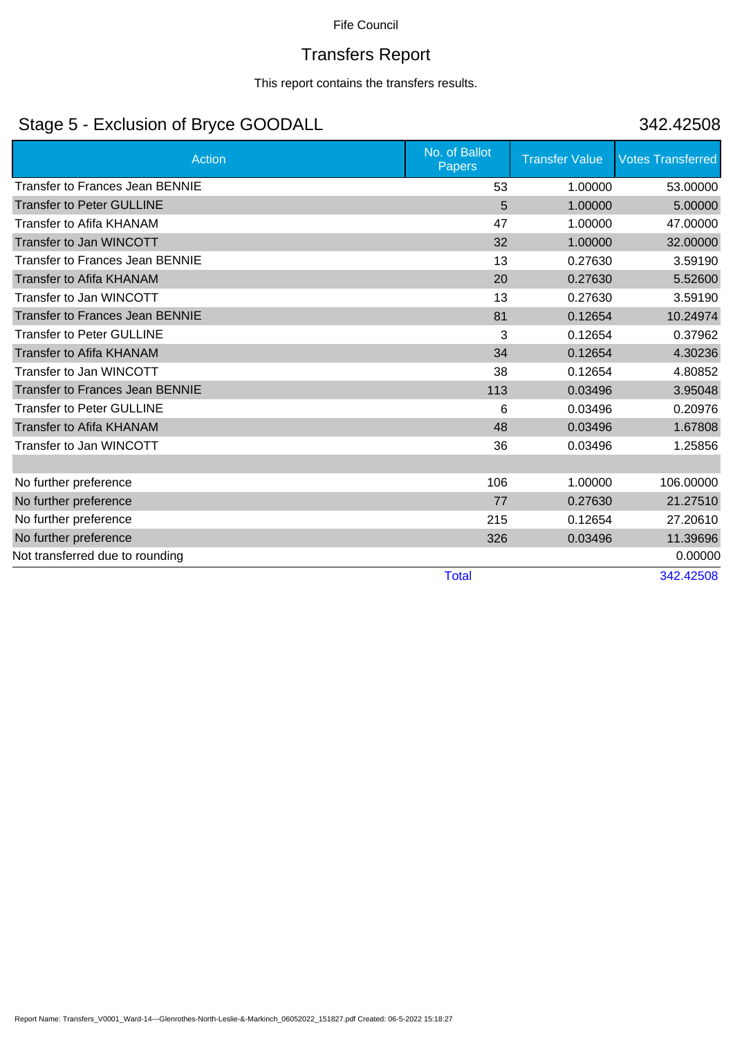Fife Council

# Transfers Report

This report contains the transfers results.

## Stage 5 - Exclusion of Bryce GOODALL

342.42508

| Action | No. of Ballot Papers | Transfer Value | Votes Transferred |
|---|---|---|---|
| Transfer to Frances Jean BENNIE | 53 | 1.00000 | 53.00000 |
| Transfer to Peter GULLINE | 5 | 1.00000 | 5.00000 |
| Transfer to Afifa KHANAM | 47 | 1.00000 | 47.00000 |
| Transfer to Jan WINCOTT | 32 | 1.00000 | 32.00000 |
| Transfer to Frances Jean BENNIE | 13 | 0.27630 | 3.59190 |
| Transfer to Afifa KHANAM | 20 | 0.27630 | 5.52600 |
| Transfer to Jan WINCOTT | 13 | 0.27630 | 3.59190 |
| Transfer to Frances Jean BENNIE | 81 | 0.12654 | 10.24974 |
| Transfer to Peter GULLINE | 3 | 0.12654 | 0.37962 |
| Transfer to Afifa KHANAM | 34 | 0.12654 | 4.30236 |
| Transfer to Jan WINCOTT | 38 | 0.12654 | 4.80852 |
| Transfer to Frances Jean BENNIE | 113 | 0.03496 | 3.95048 |
| Transfer to Peter GULLINE | 6 | 0.03496 | 0.20976 |
| Transfer to Afifa KHANAM | 48 | 0.03496 | 1.67808 |
| Transfer to Jan WINCOTT | 36 | 0.03496 | 1.25856 |
| | | | |
| No further preference | 106 | 1.00000 | 106.00000 |
| No further preference | 77 | 0.27630 | 21.27510 |
| No further preference | 215 | 0.12654 | 27.20610 |
| No further preference | 326 | 0.03496 | 11.39696 |
| Not transferred due to rounding | | | 0.00000 |
| | Total | | 342.42508 |

Report Name: Transfers_V0001_Ward-14---Glenrothes-North-Leslie-&-Markinch_06052022_151827.pdf Created: 06-5-2022 15:18:27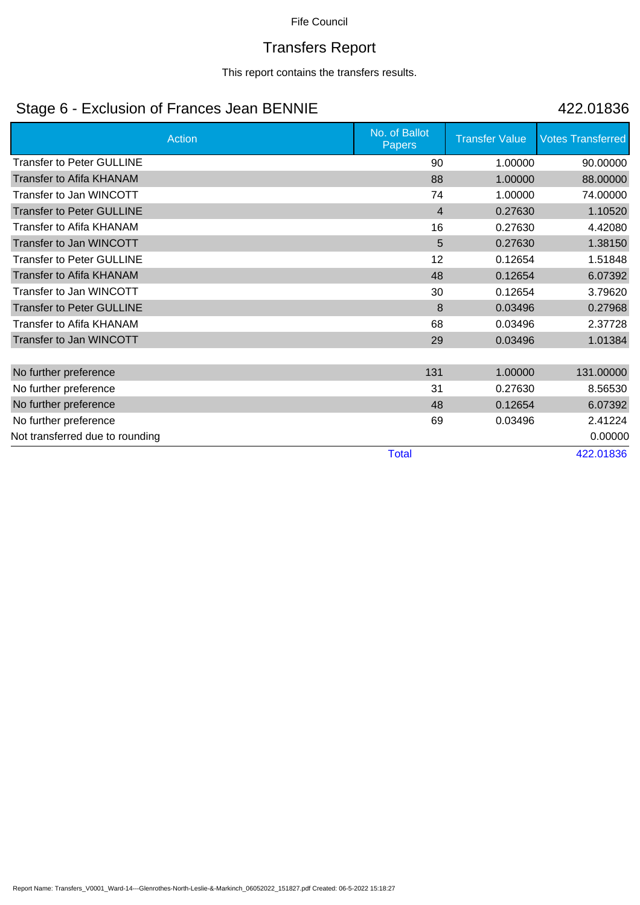Fife Council

# Transfers Report

This report contains the transfers results.

## Stage 6 - Exclusion of Frances Jean BENNIE 422.01836

| Action | No. of Ballot Papers | Transfer Value | Votes Transferred |
|---|---|---|---|
| Transfer to Peter GULLINE | 90 | 1.00000 | 90.00000 |
| Transfer to Afifa KHANAM | 88 | 1.00000 | 88.00000 |
| Transfer to Jan WINCOTT | 74 | 1.00000 | 74.00000 |
| Transfer to Peter GULLINE | 4 | 0.27630 | 1.10520 |
| Transfer to Afifa KHANAM | 16 | 0.27630 | 4.42080 |
| Transfer to Jan WINCOTT | 5 | 0.27630 | 1.38150 |
| Transfer to Peter GULLINE | 12 | 0.12654 | 1.51848 |
| Transfer to Afifa KHANAM | 48 | 0.12654 | 6.07392 |
| Transfer to Jan WINCOTT | 30 | 0.12654 | 3.79620 |
| Transfer to Peter GULLINE | 8 | 0.03496 | 0.27968 |
| Transfer to Afifa KHANAM | 68 | 0.03496 | 2.37728 |
| Transfer to Jan WINCOTT | 29 | 0.03496 | 1.01384 |
| | | | |
| No further preference | 131 | 1.00000 | 131.00000 |
| No further preference | 31 | 0.27630 | 8.56530 |
| No further preference | 48 | 0.12654 | 6.07392 |
| No further preference | 69 | 0.03496 | 2.41224 |
| Not transferred due to rounding | | | 0.00000 |
| | Total | | 422.01836 |

Report Name: Transfers_V0001_Ward-14---Glenrothes-North-Leslie-&-Markinch_06052022_151827.pdf Created: 06-5-2022 15:18:27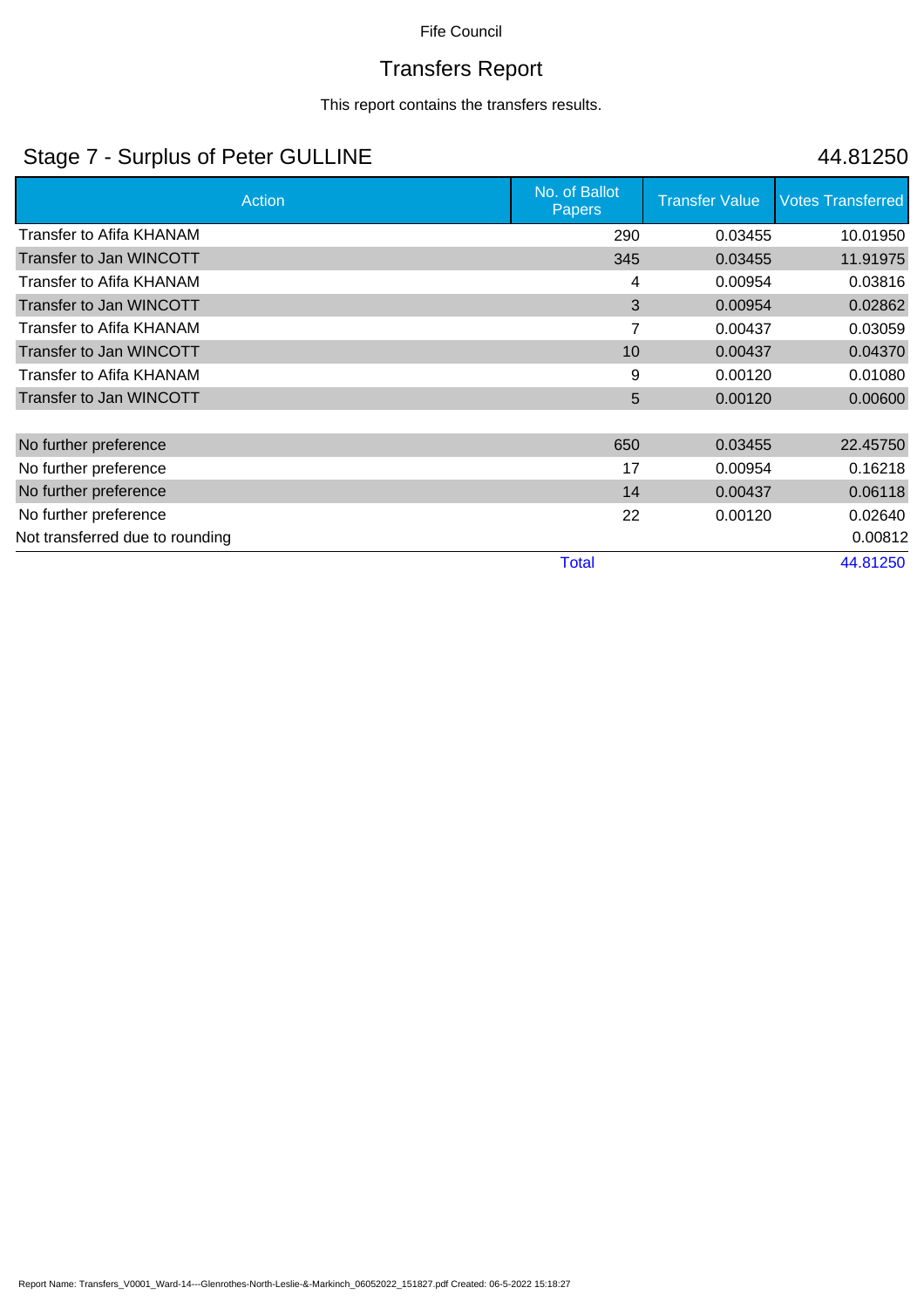Fife Council

# Transfers Report

This report contains the transfers results.

## Stage 7 - Surplus of Peter GULLINE 44.81250

| Action | No. of Ballot Papers | Transfer Value | Votes Transferred |
|---|---|---|---|
| Transfer to Afifa KHANAM | 290 | 0.03455 | 10.01950 |
| Transfer to Jan WINCOTT | 345 | 0.03455 | 11.91975 |
| Transfer to Afifa KHANAM | 4 | 0.00954 | 0.03816 |
| Transfer to Jan WINCOTT | 3 | 0.00954 | 0.02862 |
| Transfer to Afifa KHANAM | 7 | 0.00437 | 0.03059 |
| Transfer to Jan WINCOTT | 10 | 0.00437 | 0.04370 |
| Transfer to Afifa KHANAM | 9 | 0.00120 | 0.01080 |
| Transfer to Jan WINCOTT | 5 | 0.00120 | 0.00600 |
| | | | |
| No further preference | 650 | 0.03455 | 22.45750 |
| No further preference | 17 | 0.00954 | 0.16218 |
| No further preference | 14 | 0.00437 | 0.06118 |
| No further preference | 22 | 0.00120 | 0.02640 |
| Not transferred due to rounding | | | 0.00812 |
| | Total | | 44.81250 |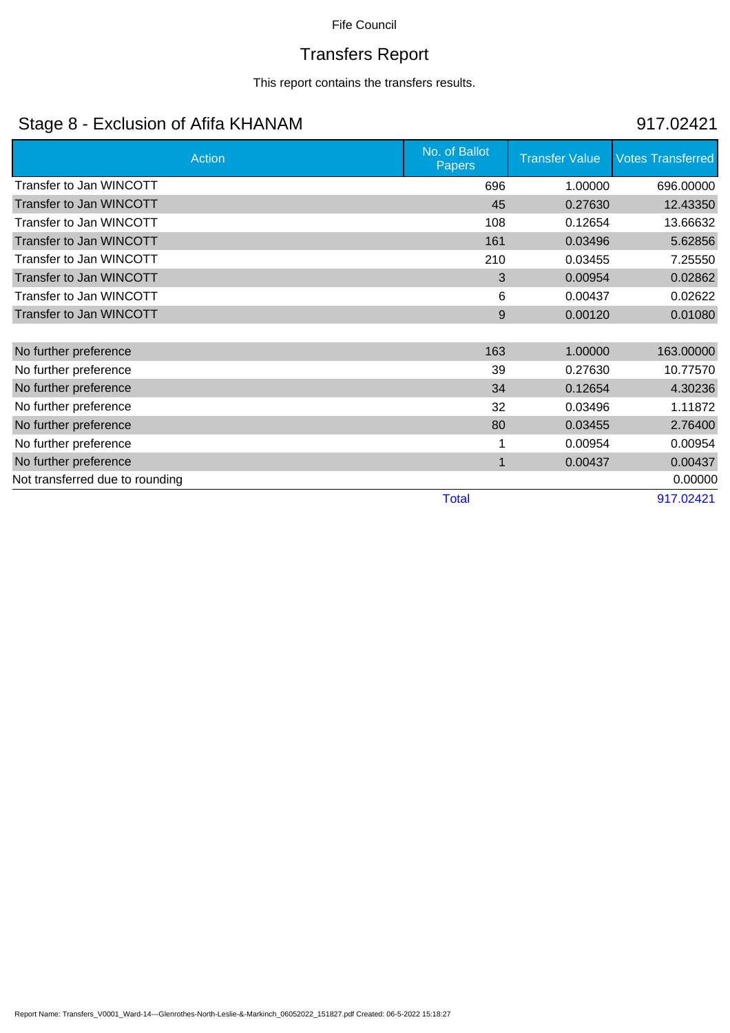Fife Council

# Transfers Report

This report contains the transfers results.

## Stage 8 - Exclusion of Afifa KHANAM

917.02421

| Action | No. of Ballot Papers | Transfer Value | Votes Transferred |
|---|---|---|---|
| Transfer to Jan WINCOTT | 696 | 1.00000 | 696.00000 |
| Transfer to Jan WINCOTT | 45 | 0.27630 | 12.43350 |
| Transfer to Jan WINCOTT | 108 | 0.12654 | 13.66632 |
| Transfer to Jan WINCOTT | 161 | 0.03496 | 5.62856 |
| Transfer to Jan WINCOTT | 210 | 0.03455 | 7.25550 |
| Transfer to Jan WINCOTT | 3 | 0.00954 | 0.02862 |
| Transfer to Jan WINCOTT | 6 | 0.00437 | 0.02622 |
| Transfer to Jan WINCOTT | 9 | 0.00120 | 0.01080 |
| | | | |
| No further preference | 163 | 1.00000 | 163.00000 |
| No further preference | 39 | 0.27630 | 10.77570 |
| No further preference | 34 | 0.12654 | 4.30236 |
| No further preference | 32 | 0.03496 | 1.11872 |
| No further preference | 80 | 0.03455 | 2.76400 |
| No further preference | 1 | 0.00954 | 0.00954 |
| No further preference | 1 | 0.00437 | 0.00437 |
| Not transferred due to rounding | | | 0.00000 |
| | Total | | 917.02421 |

Report Name: Transfers_V0001_Ward-14---Glenrothes-North-Leslie-&-Markinch_06052022_151827.pdf Created: 06-5-2022 15:18:27